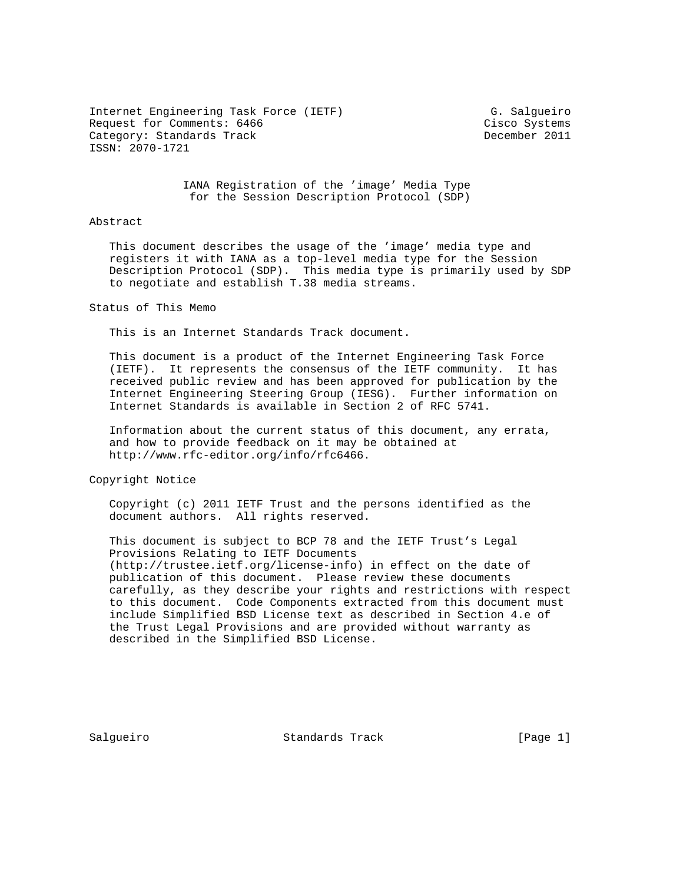Internet Engineering Task Force (IETF) G. Salgueiro
Request for Comments: 6466 Cisco Systems
Category: Standards Track December 2011
ISSN: 2070-1721

# IANA Registration of the 'image' Media Type for the Session Description Protocol (SDP)

## Abstract

This document describes the usage of the 'image' media type and registers it with IANA as a top-level media type for the Session Description Protocol (SDP). This media type is primarily used by SDP to negotiate and establish T.38 media streams.

## Status of This Memo

This is an Internet Standards Track document.

This document is a product of the Internet Engineering Task Force (IETF). It represents the consensus of the IETF community. It has received public review and has been approved for publication by the Internet Engineering Steering Group (IESG). Further information on Internet Standards is available in Section 2 of RFC 5741.

Information about the current status of this document, any errata, and how to provide feedback on it may be obtained at http://www.rfc-editor.org/info/rfc6466.

## Copyright Notice

Copyright (c) 2011 IETF Trust and the persons identified as the document authors. All rights reserved.

This document is subject to BCP 78 and the IETF Trust's Legal Provisions Relating to IETF Documents (http://trustee.ietf.org/license-info) in effect on the date of publication of this document. Please review these documents carefully, as they describe your rights and restrictions with respect to this document. Code Components extracted from this document must include Simplified BSD License text as described in Section 4.e of the Trust Legal Provisions and are provided without warranty as described in the Simplified BSD License.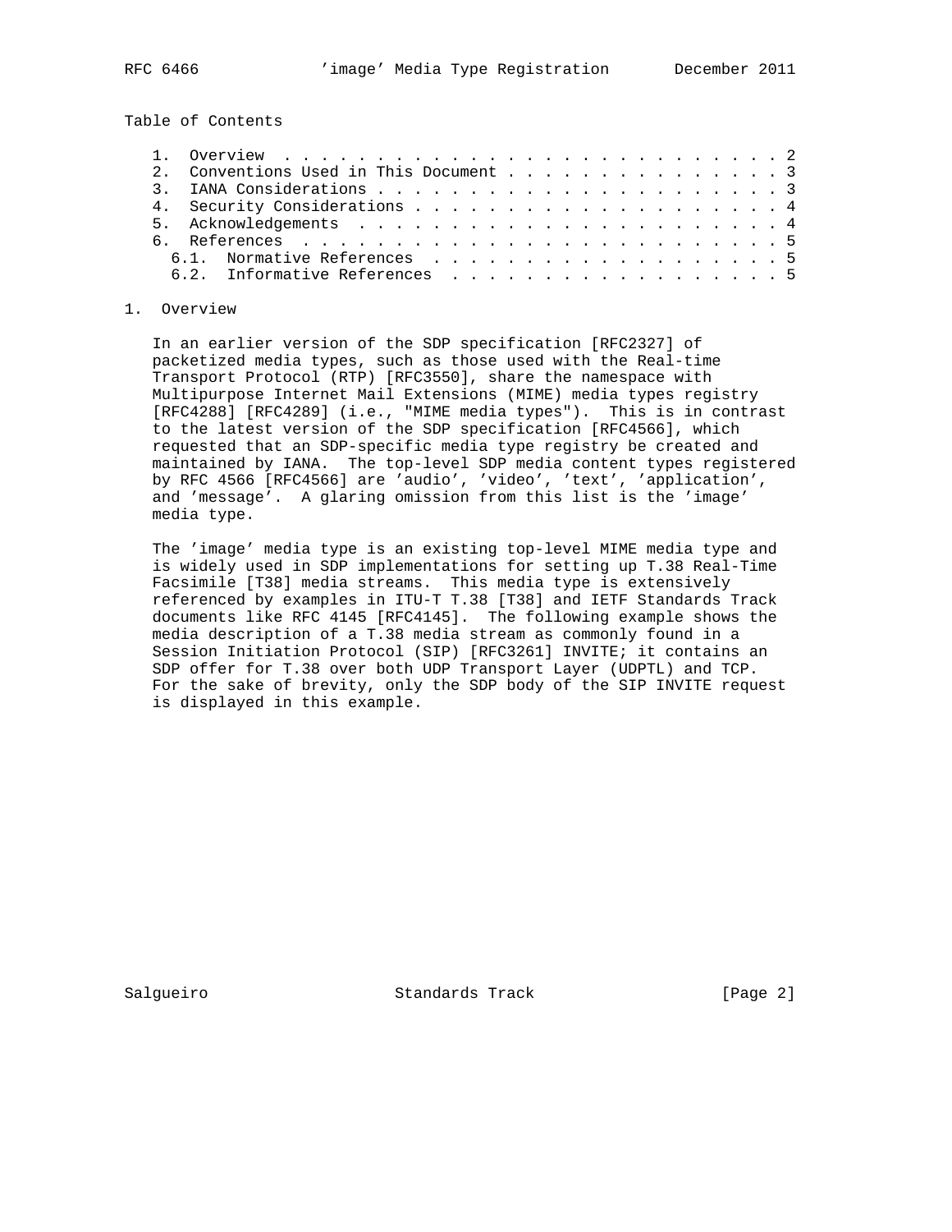Table of Contents

1. Overview . . . . . . . . . . . . . . . . . . . . . . . . . . . . 2
2. Conventions Used in This Document . . . . . . . . . . . . . . . . 3
3. IANA Considerations . . . . . . . . . . . . . . . . . . . . . . . 3
4. Security Considerations . . . . . . . . . . . . . . . . . . . . . 4
5. Acknowledgements . . . . . . . . . . . . . . . . . . . . . . . . 4
6. References . . . . . . . . . . . . . . . . . . . . . . . . . . . 5
   6.1. Normative References . . . . . . . . . . . . . . . . . . . . 5
   6.2. Informative References . . . . . . . . . . . . . . . . . . . 5

## 1. Overview

In an earlier version of the SDP specification [RFC2327] of packetized media types, such as those used with the Real-time Transport Protocol (RTP) [RFC3550], share the namespace with Multipurpose Internet Mail Extensions (MIME) media types registry [RFC4288] [RFC4289] (i.e., "MIME media types"). This is in contrast to the latest version of the SDP specification [RFC4566], which requested that an SDP-specific media type registry be created and maintained by IANA. The top-level SDP media content types registered by RFC 4566 [RFC4566] are 'audio', 'video', 'text', 'application', and 'message'. A glaring omission from this list is the 'image' media type.

The 'image' media type is an existing top-level MIME media type and is widely used in SDP implementations for setting up T.38 Real-Time Facsimile [T38] media streams. This media type is extensively referenced by examples in ITU-T T.38 [T38] and IETF Standards Track documents like RFC 4145 [RFC4145]. The following example shows the media description of a T.38 media stream as commonly found in a Session Initiation Protocol (SIP) [RFC3261] INVITE; it contains an SDP offer for T.38 over both UDP Transport Layer (UDPTL) and TCP. For the sake of brevity, only the SDP body of the SIP INVITE request is displayed in this example.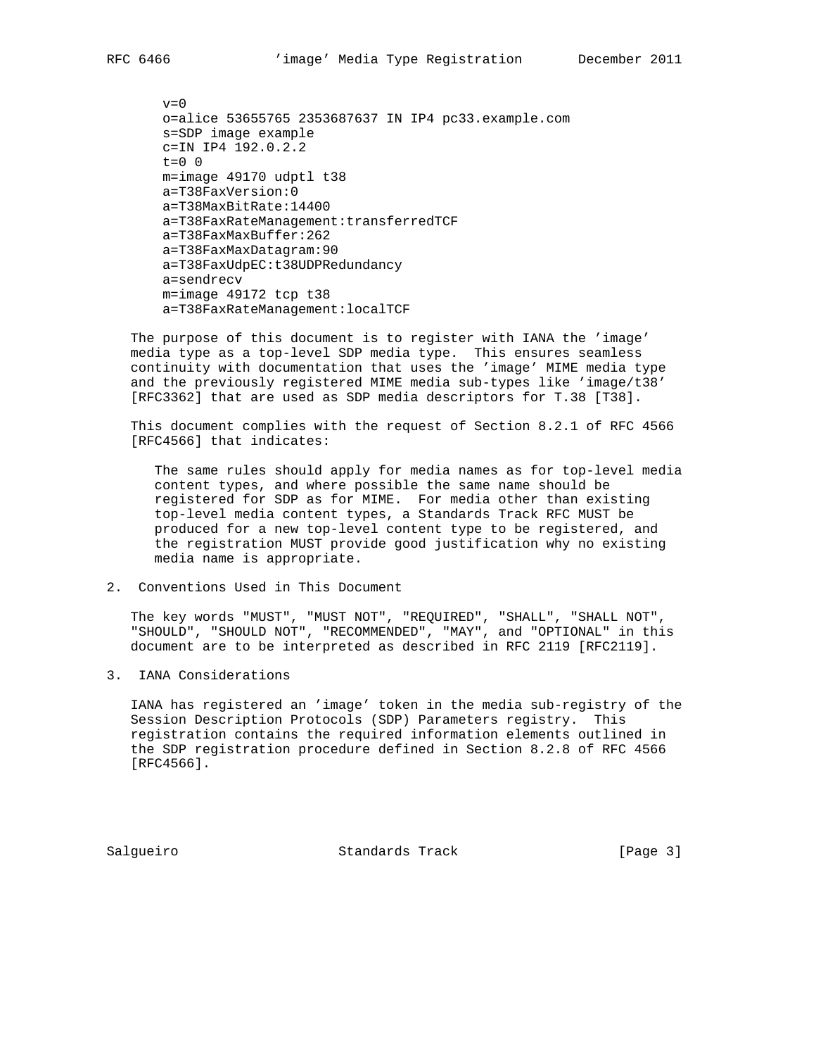```
v=0
o=alice 53655765 2353687637 IN IP4 pc33.example.com
s=SDP image example
c=IN IP4 192.0.2.2
t=0 0
m=image 49170 udptl t38
a=T38FaxVersion:0
a=T38MaxBitRate:14400
a=T38FaxRateManagement:transferredTCF
a=T38FaxMaxBuffer:262
a=T38FaxMaxDatagram:90
a=T38FaxUdpEC:t38UDPRedundancy
a=sendrecv
m=image 49172 tcp t38
a=T38FaxRateManagement:localTCF
```

The purpose of this document is to register with IANA the 'image' media type as a top-level SDP media type. This ensures seamless continuity with documentation that uses the 'image' MIME media type and the previously registered MIME media sub-types like 'image/t38' [RFC3362] that are used as SDP media descriptors for T.38 [T38].

This document complies with the request of Section 8.2.1 of RFC 4566 [RFC4566] that indicates:

> The same rules should apply for media names as for top-level media content types, and where possible the same name should be registered for SDP as for MIME. For media other than existing top-level media content types, a Standards Track RFC MUST be produced for a new top-level content type to be registered, and the registration MUST provide good justification why no existing media name is appropriate.

## 2. Conventions Used in This Document

The key words "MUST", "MUST NOT", "REQUIRED", "SHALL", "SHALL NOT", "SHOULD", "SHOULD NOT", "RECOMMENDED", "MAY", and "OPTIONAL" in this document are to be interpreted as described in RFC 2119 [RFC2119].

## 3. IANA Considerations

IANA has registered an 'image' token in the media sub-registry of the Session Description Protocols (SDP) Parameters registry. This registration contains the required information elements outlined in the SDP registration procedure defined in Section 8.2.8 of RFC 4566 [RFC4566].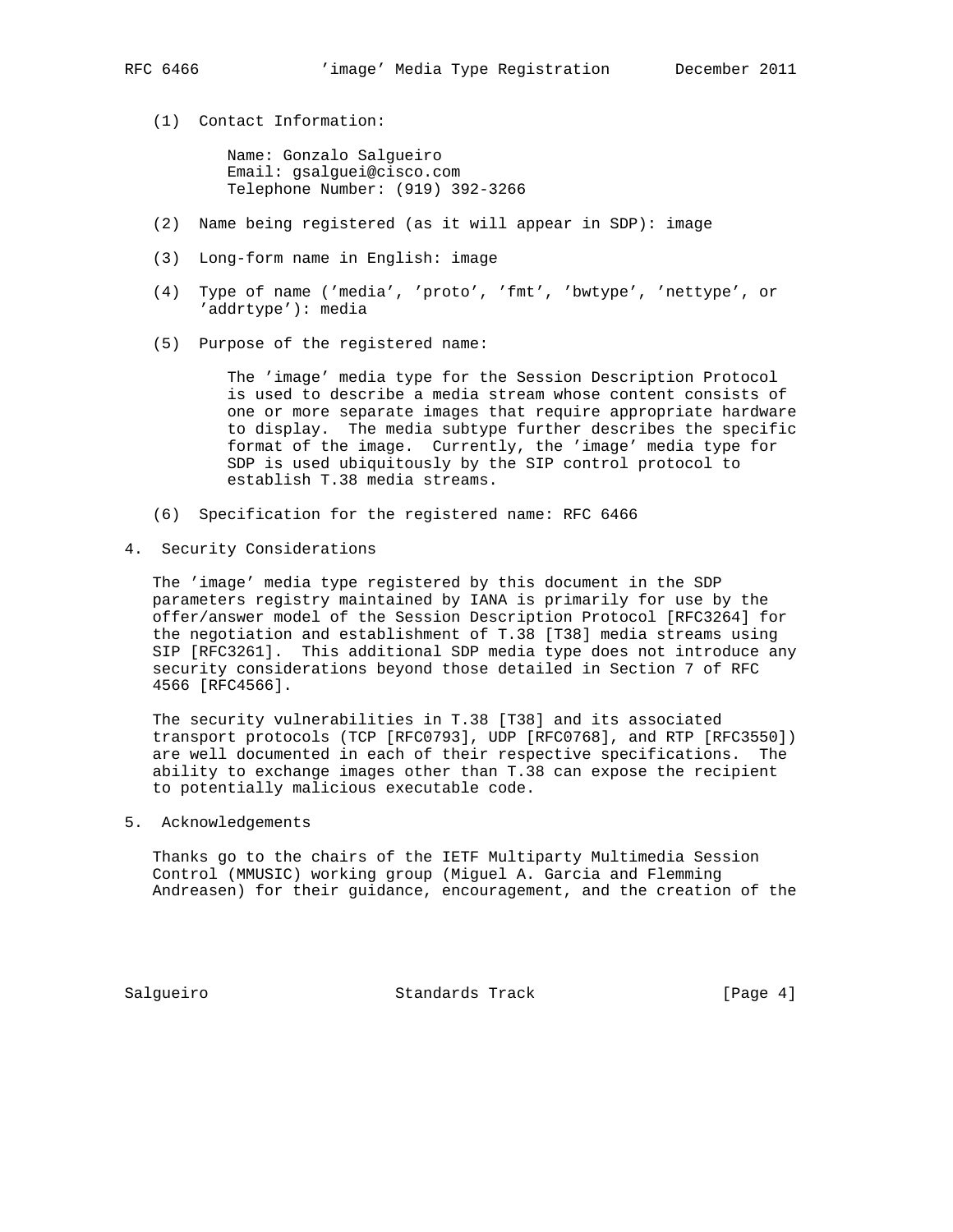(1) Contact Information:

Name: Gonzalo Salgueiro
Email: gsalguei@cisco.com
Telephone Number: (919) 392-3266

(2) Name being registered (as it will appear in SDP): image

(3) Long-form name in English: image

(4) Type of name ('media', 'proto', 'fmt', 'bwtype', 'nettype', or 'addrtype'): media

(5) Purpose of the registered name:

The 'image' media type for the Session Description Protocol is used to describe a media stream whose content consists of one or more separate images that require appropriate hardware to display. The media subtype further describes the specific format of the image. Currently, the 'image' media type for SDP is used ubiquitously by the SIP control protocol to establish T.38 media streams.

(6) Specification for the registered name: RFC 6466

## 4. Security Considerations

The 'image' media type registered by this document in the SDP parameters registry maintained by IANA is primarily for use by the offer/answer model of the Session Description Protocol [RFC3264] for the negotiation and establishment of T.38 [T38] media streams using SIP [RFC3261]. This additional SDP media type does not introduce any security considerations beyond those detailed in Section 7 of RFC 4566 [RFC4566].

The security vulnerabilities in T.38 [T38] and its associated transport protocols (TCP [RFC0793], UDP [RFC0768], and RTP [RFC3550]) are well documented in each of their respective specifications. The ability to exchange images other than T.38 can expose the recipient to potentially malicious executable code.

## 5. Acknowledgements

Thanks go to the chairs of the IETF Multiparty Multimedia Session Control (MMUSIC) working group (Miguel A. Garcia and Flemming Andreasen) for their guidance, encouragement, and the creation of the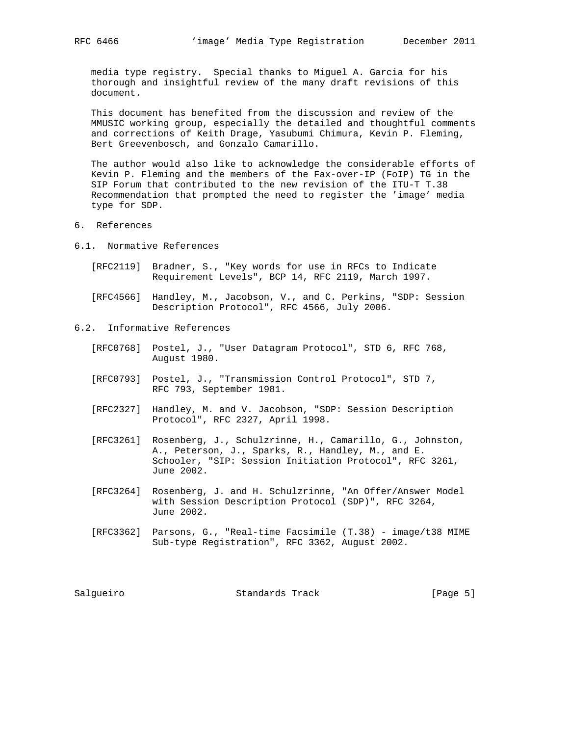media type registry. Special thanks to Miguel A. Garcia for his thorough and insightful review of the many draft revisions of this document.

This document has benefited from the discussion and review of the MMUSIC working group, especially the detailed and thoughtful comments and corrections of Keith Drage, Yasubumi Chimura, Kevin P. Fleming, Bert Greevenbosch, and Gonzalo Camarillo.

The author would also like to acknowledge the considerable efforts of Kevin P. Fleming and the members of the Fax-over-IP (FoIP) TG in the SIP Forum that contributed to the new revision of the ITU-T T.38 Recommendation that prompted the need to register the 'image' media type for SDP.

## 6. References

### 6.1. Normative References

[RFC2119] Bradner, S., "Key words for use in RFCs to Indicate Requirement Levels", BCP 14, RFC 2119, March 1997.

[RFC4566] Handley, M., Jacobson, V., and C. Perkins, "SDP: Session Description Protocol", RFC 4566, July 2006.

### 6.2. Informative References

[RFC0768] Postel, J., "User Datagram Protocol", STD 6, RFC 768, August 1980.

[RFC0793] Postel, J., "Transmission Control Protocol", STD 7, RFC 793, September 1981.

[RFC2327] Handley, M. and V. Jacobson, "SDP: Session Description Protocol", RFC 2327, April 1998.

[RFC3261] Rosenberg, J., Schulzrinne, H., Camarillo, G., Johnston, A., Peterson, J., Sparks, R., Handley, M., and E. Schooler, "SIP: Session Initiation Protocol", RFC 3261, June 2002.

[RFC3264] Rosenberg, J. and H. Schulzrinne, "An Offer/Answer Model with Session Description Protocol (SDP)", RFC 3264, June 2002.

[RFC3362] Parsons, G., "Real-time Facsimile (T.38) - image/t38 MIME Sub-type Registration", RFC 3362, August 2002.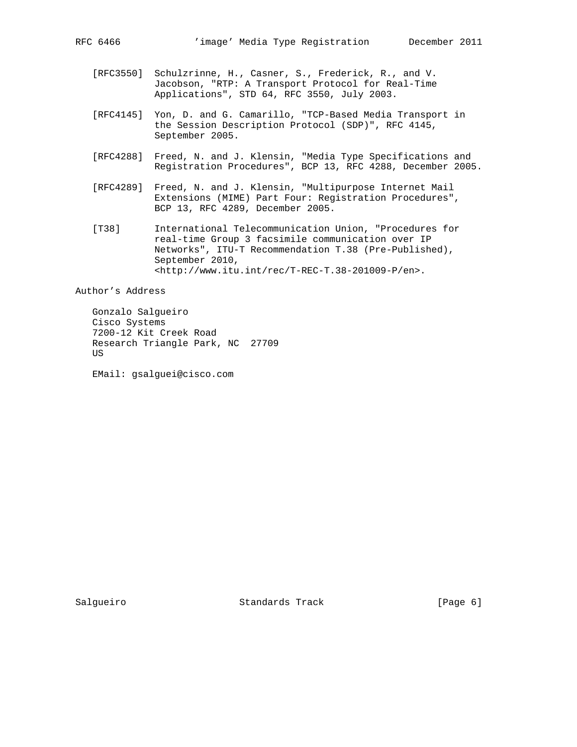[RFC3550] Schulzrinne, H., Casner, S., Frederick, R., and V. Jacobson, "RTP: A Transport Protocol for Real-Time Applications", STD 64, RFC 3550, July 2003.

[RFC4145] Yon, D. and G. Camarillo, "TCP-Based Media Transport in the Session Description Protocol (SDP)", RFC 4145, September 2005.

[RFC4288] Freed, N. and J. Klensin, "Media Type Specifications and Registration Procedures", BCP 13, RFC 4288, December 2005.

[RFC4289] Freed, N. and J. Klensin, "Multipurpose Internet Mail Extensions (MIME) Part Four: Registration Procedures", BCP 13, RFC 4289, December 2005.

[T38] International Telecommunication Union, "Procedures for real-time Group 3 facsimile communication over IP Networks", ITU-T Recommendation T.38 (Pre-Published), September 2010, <http://www.itu.int/rec/T-REC-T.38-201009-P/en>.

## Author's Address

Gonzalo Salgueiro
Cisco Systems
7200-12 Kit Creek Road
Research Triangle Park, NC 27709
US

EMail: gsalguei@cisco.com